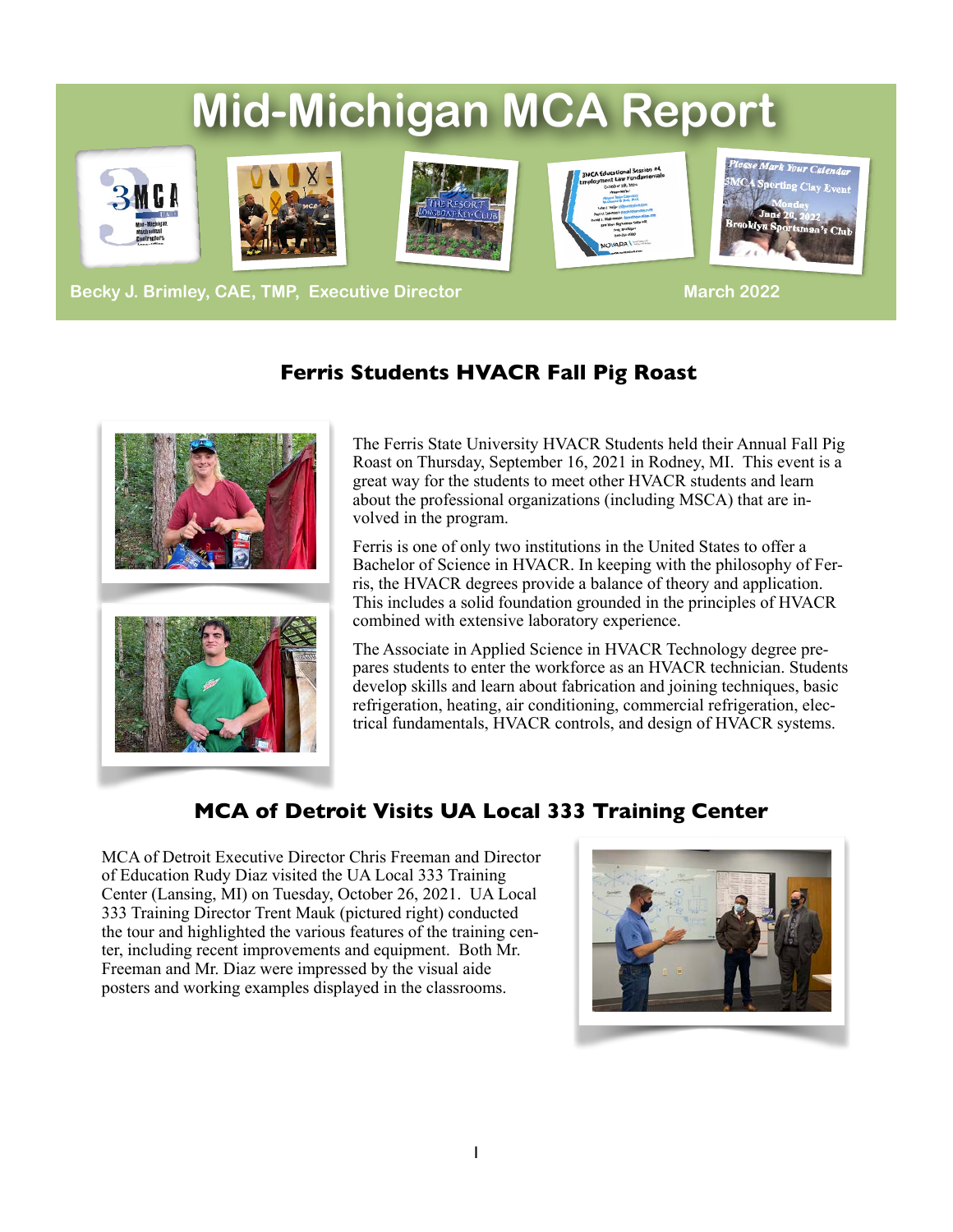# Mid-Michigan MCA Report

Becky J. Brimley, CAE, TMP, Executive Director

March 2022

## Ferris Students HVACR Fall Pig Roast

The Ferris State University HVACR Students held their Annual Fall Pig Roast on Thursday, September 16, 2021 in Rodney, MI. This event is a great way for the students to meet other HVACR students and learn about the professional organizations (including MSCA) that are involved in the program.

Ferris is one of only two institutions in the United States to offer a Bachelor of Science in HVACR. In keeping with the philosophy of Ferris, the HVACR degrees provide a balance of theory and application. This includes a solid foundation grounded in the principles of HVACR combined with extensive laboratory experience.

The Associate in Applied Science in HVACR Technology degree prepares students to enter the workforce as an HVACR technician. Students develop skills and learn about fabrication and joining techniques, basic refrigeration, heating, air conditioning, commercial refrigeration, electrical fundamentals, HVACR controls, and design of HVACR systems.

## MCA of Detroit Visits UA Local 333 Training Center

MCA of Detroit Executive Director Chris Freeman and Director of Education Rudy Diaz visited the UA Local 333 Training Center (Lansing, MI) on Tuesday, October 26, 2021. UA Local 333 Training Director Trent Mauk (pictured right) conducted the tour and highlighted the various features of the training center, including recent improvements and equipment. Both Mr. Freeman and Mr. Diaz were impressed by the visual aide posters and working examples displayed in the classrooms.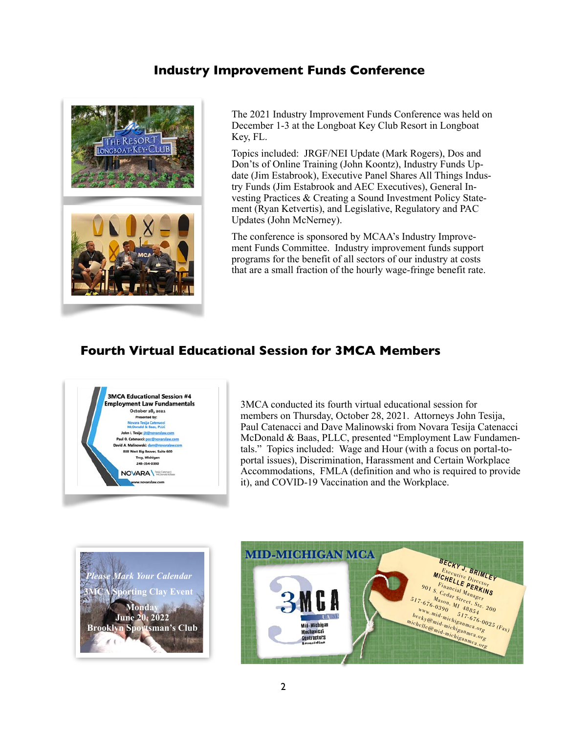## Industry Improvement Funds Conference

The 2021 Industry Improvement Funds Conference was held on December 1-3 at the Longboat Key Club Resort in Longboat Key, FL.

Topics included: JRGF/NEI Update (Mark Rogers), Dos and Don'ts of Online Training (John Koontz), Industry Funds Update (Jim Estabrook), Executive Panel Shares All Things Industry Funds (Jim Estabrook and AEC Executives), General Investing Practices & Creating a Sound Investment Policy Statement (Ryan Ketvertis), and Legislative, Regulatory and PAC Updates (John McNerney).

The conference is sponsored by MCAA's Industry Improvement Funds Committee. Industry improvement funds support programs for the benefit of all sectors of our industry at costs that are a small fraction of the hourly wage-fringe benefit rate.

## Fourth Virtual Educational Session for 3MCA Members

3MCA conducted its fourth virtual educational session for members on Thursday, October 28, 2021. Attorneys John Tesija, Paul Catenacci and Dave Malinowski from Novara Tesija Catenacci McDonald & Baas, PLLC, presented "Employment Law Fundamentals." Topics included: Wage and Hour (with a focus on portal-to-portal issues), Discrimination, Harassment and Certain Workplace Accommodations, FMLA (definition and who is required to provide it), and COVID-19 Vaccination and the Workplace.

*Please Mark Your Calendar*

**3MCA Sporting Clay Event**

**Monday**

**June 20, 2022**

**Brooklyn Sportsman's Club**

**MID-MICHIGAN MCA**

3MCA Mid-Michigan Mechanical Contractors Association

BECKY J. BRIMLEY
Executive Director

MICHELLE PERKINS
Financial Manager

901 S. Cedar Street, Ste. 200
Mason, MI 48854
517-676-0390 517-676-0025 (Fax)
www.mid-michiganmca.org
becky@mid-michiganmca.org
michelle@mid-michiganmca.org